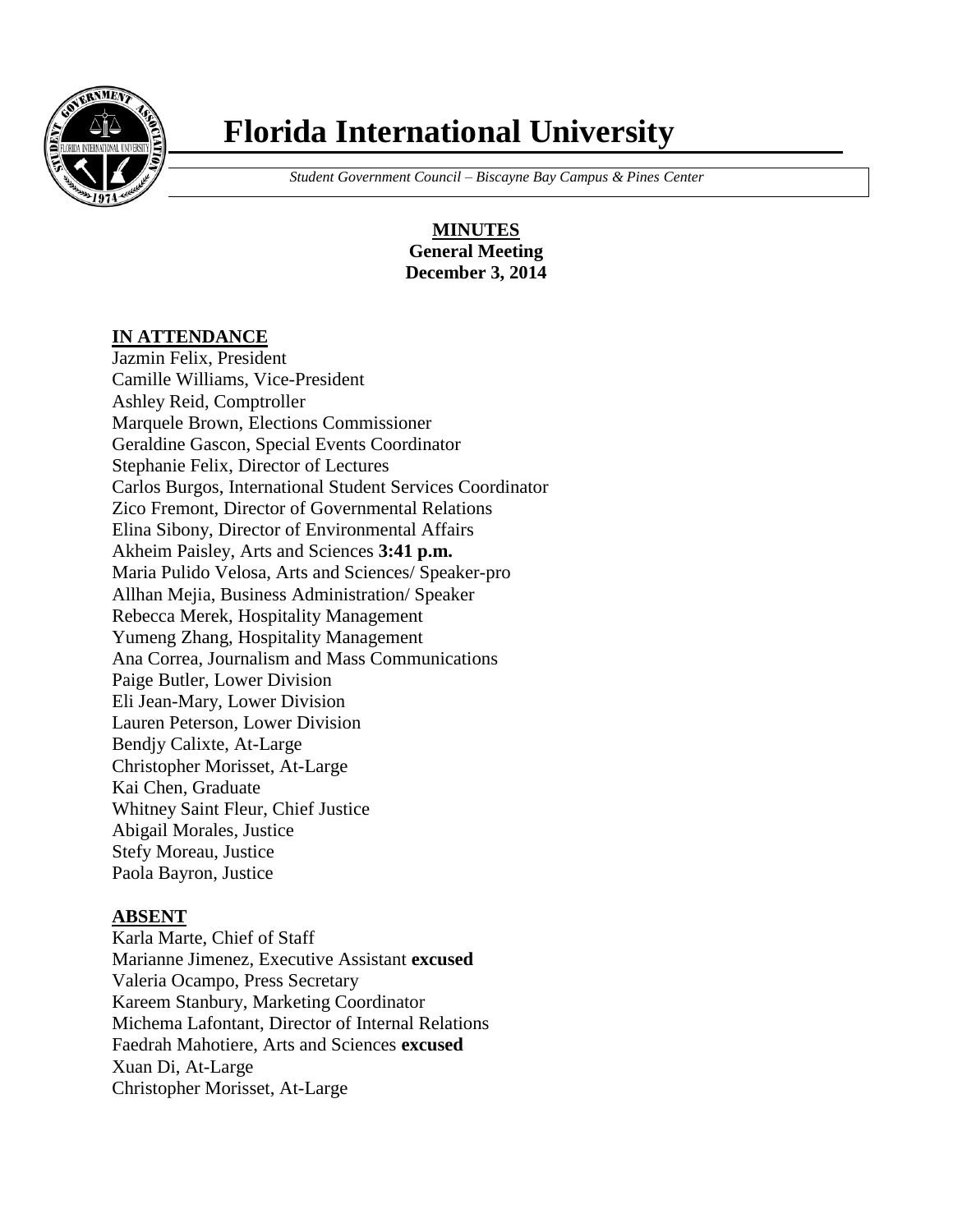# Florida International University

*Student Government Council – Biscayne Bay Campus & Pines Center*

**MINUTES**
**General Meeting**
**December 3, 2014**

## IN ATTENDANCE

Jazmin Felix, President
Camille Williams, Vice-President
Ashley Reid, Comptroller
Marquele Brown, Elections Commissioner
Geraldine Gascon, Special Events Coordinator
Stephanie Felix, Director of Lectures
Carlos Burgos, International Student Services Coordinator
Zico Fremont, Director of Governmental Relations
Elina Sibony, Director of Environmental Affairs
Akheim Paisley, Arts and Sciences **3:41 p.m.**
Maria Pulido Velosa, Arts and Sciences/ Speaker-pro
Allhan Mejia, Business Administration/ Speaker
Rebecca Merek, Hospitality Management
Yumeng Zhang, Hospitality Management
Ana Correa, Journalism and Mass Communications
Paige Butler, Lower Division
Eli Jean-Mary, Lower Division
Lauren Peterson, Lower Division
Bendjy Calixte, At-Large
Christopher Morisset, At-Large
Kai Chen, Graduate
Whitney Saint Fleur, Chief Justice
Abigail Morales, Justice
Stefy Moreau, Justice
Paola Bayron, Justice

## ABSENT

Karla Marte, Chief of Staff
Marianne Jimenez, Executive Assistant **excused**
Valeria Ocampo, Press Secretary
Kareem Stanbury, Marketing Coordinator
Michema Lafontant, Director of Internal Relations
Faedrah Mahotiere, Arts and Sciences **excused**
Xuan Di, At-Large
Christopher Morisset, At-Large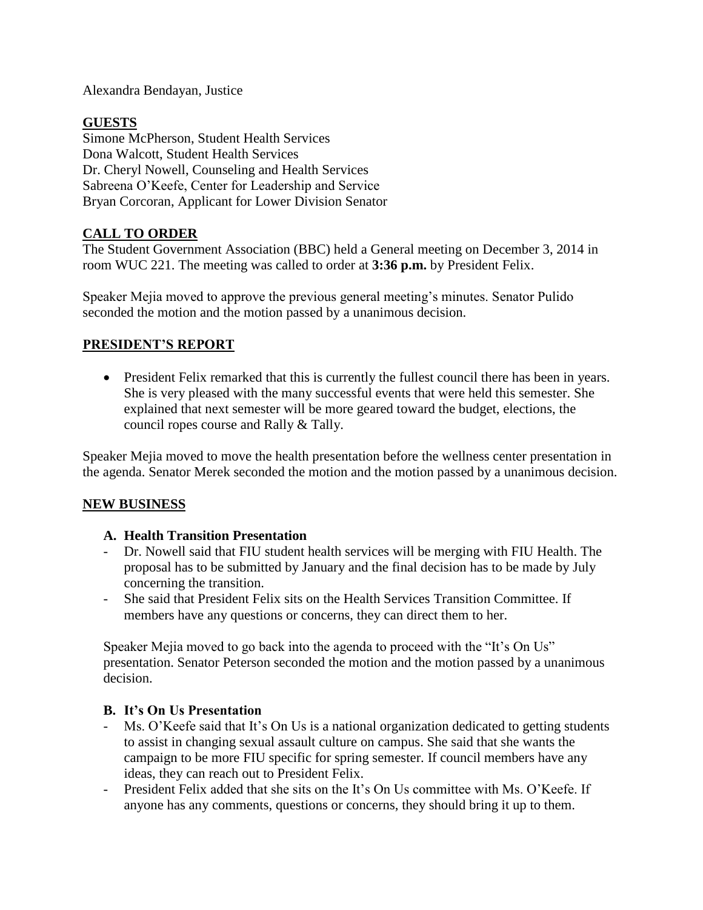Alexandra Bendayan, Justice

## GUESTS

Simone McPherson, Student Health Services
Dona Walcott, Student Health Services
Dr. Cheryl Nowell, Counseling and Health Services
Sabreena O'Keefe, Center for Leadership and Service
Bryan Corcoran, Applicant for Lower Division Senator

## CALL TO ORDER

The Student Government Association (BBC) held a General meeting on December 3, 2014 in room WUC 221. The meeting was called to order at **3:36 p.m.** by President Felix.

Speaker Mejia moved to approve the previous general meeting's minutes. Senator Pulido seconded the motion and the motion passed by a unanimous decision.

## PRESIDENT'S REPORT

- President Felix remarked that this is currently the fullest council there has been in years. She is very pleased with the many successful events that were held this semester. She explained that next semester will be more geared toward the budget, elections, the council ropes course and Rally & Tally.

Speaker Mejia moved to move the health presentation before the wellness center presentation in the agenda. Senator Merek seconded the motion and the motion passed by a unanimous decision.

## NEW BUSINESS

### A. Health Transition Presentation

- Dr. Nowell said that FIU student health services will be merging with FIU Health. The proposal has to be submitted by January and the final decision has to be made by July concerning the transition.
- She said that President Felix sits on the Health Services Transition Committee. If members have any questions or concerns, they can direct them to her.

Speaker Mejia moved to go back into the agenda to proceed with the "It's On Us" presentation. Senator Peterson seconded the motion and the motion passed by a unanimous decision.

### B. It's On Us Presentation

- Ms. O'Keefe said that It's On Us is a national organization dedicated to getting students to assist in changing sexual assault culture on campus. She said that she wants the campaign to be more FIU specific for spring semester. If council members have any ideas, they can reach out to President Felix.
- President Felix added that she sits on the It's On Us committee with Ms. O'Keefe. If anyone has any comments, questions or concerns, they should bring it up to them.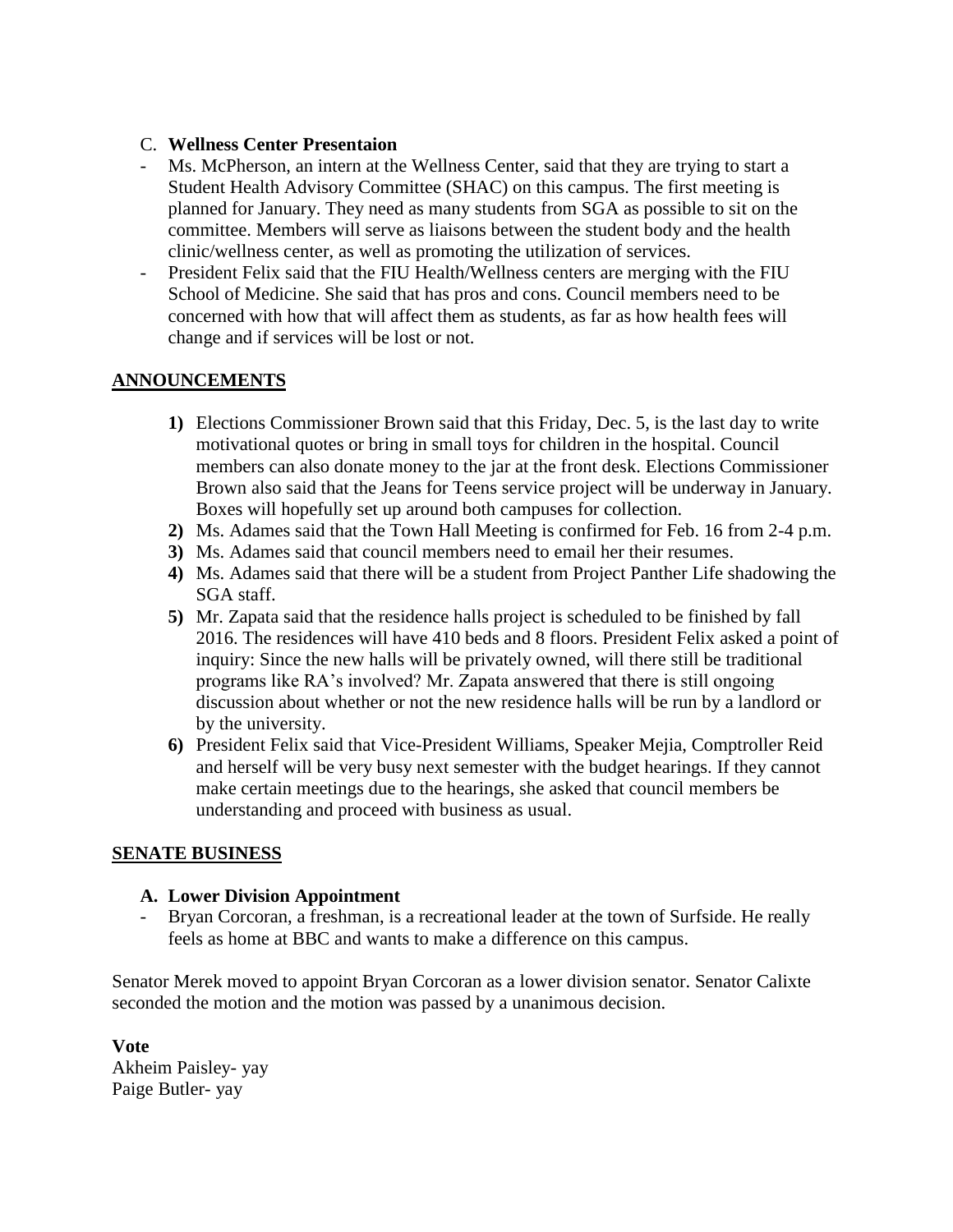C. **Wellness Center Presentaion**

- Ms. McPherson, an intern at the Wellness Center, said that they are trying to start a Student Health Advisory Committee (SHAC) on this campus. The first meeting is planned for January. They need as many students from SGA as possible to sit on the committee. Members will serve as liaisons between the student body and the health clinic/wellness center, as well as promoting the utilization of services.
- President Felix said that the FIU Health/Wellness centers are merging with the FIU School of Medicine. She said that has pros and cons. Council members need to be concerned with how that will affect them as students, as far as how health fees will change and if services will be lost or not.

## ANNOUNCEMENTS

1) Elections Commissioner Brown said that this Friday, Dec. 5, is the last day to write motivational quotes or bring in small toys for children in the hospital. Council members can also donate money to the jar at the front desk. Elections Commissioner Brown also said that the Jeans for Teens service project will be underway in January. Boxes will hopefully set up around both campuses for collection.
2) Ms. Adames said that the Town Hall Meeting is confirmed for Feb. 16 from 2-4 p.m.
3) Ms. Adames said that council members need to email her their resumes.
4) Ms. Adames said that there will be a student from Project Panther Life shadowing the SGA staff.
5) Mr. Zapata said that the residence halls project is scheduled to be finished by fall 2016. The residences will have 410 beds and 8 floors. President Felix asked a point of inquiry: Since the new halls will be privately owned, will there still be traditional programs like RA's involved? Mr. Zapata answered that there is still ongoing discussion about whether or not the new residence halls will be run by a landlord or by the university.
6) President Felix said that Vice-President Williams, Speaker Mejia, Comptroller Reid and herself will be very busy next semester with the budget hearings. If they cannot make certain meetings due to the hearings, she asked that council members be understanding and proceed with business as usual.

## SENATE BUSINESS

**A. Lower Division Appointment**

- Bryan Corcoran, a freshman, is a recreational leader at the town of Surfside. He really feels as home at BBC and wants to make a difference on this campus.

Senator Merek moved to appoint Bryan Corcoran as a lower division senator. Senator Calixte seconded the motion and the motion was passed by a unanimous decision.

**Vote**

Akheim Paisley- yay
Paige Butler- yay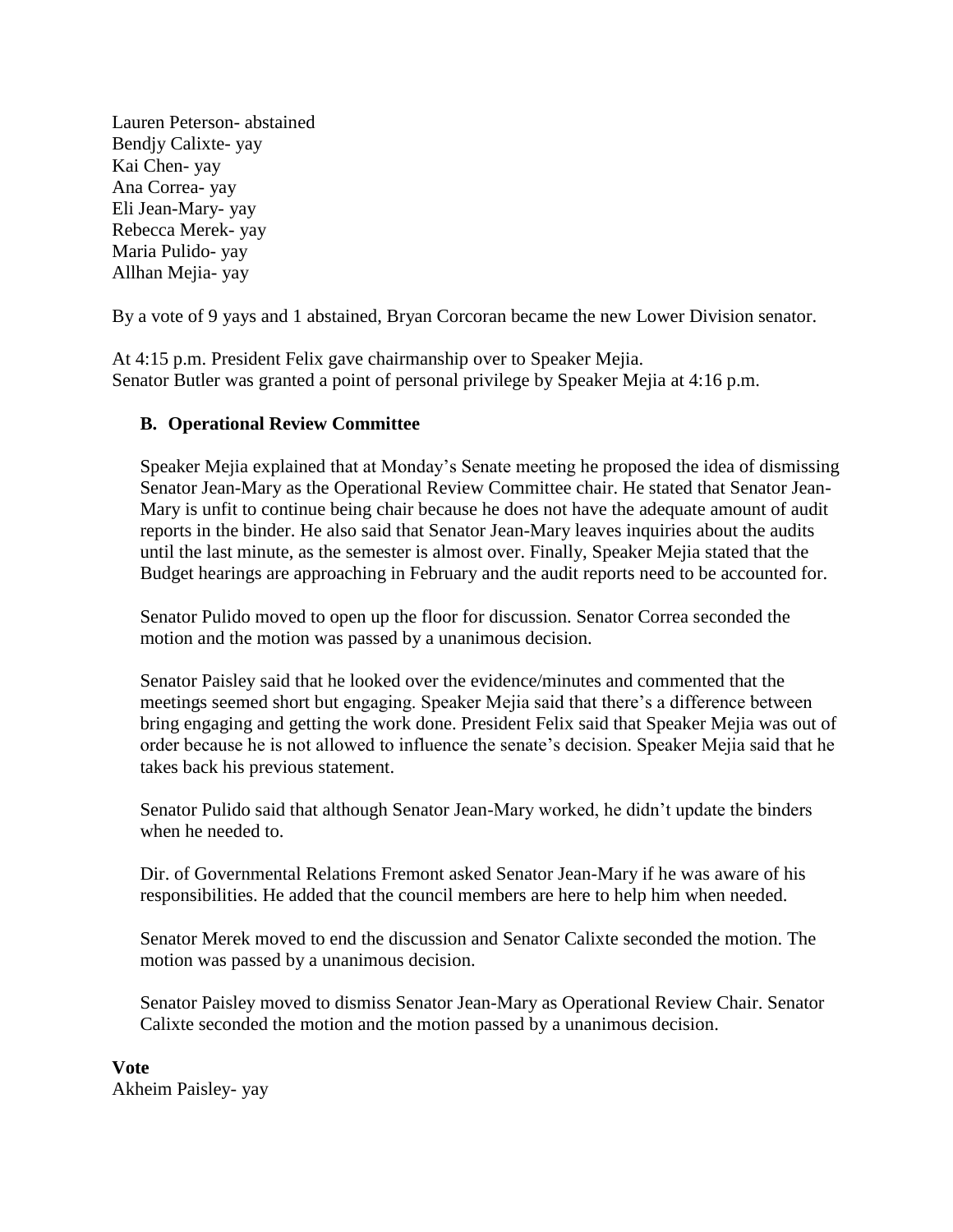Lauren Peterson- abstained
Bendjy Calixte- yay
Kai Chen- yay
Ana Correa- yay
Eli Jean-Mary- yay
Rebecca Merek- yay
Maria Pulido- yay
Allhan Mejia- yay

By a vote of 9 yays and 1 abstained, Bryan Corcoran became the new Lower Division senator.

At 4:15 p.m. President Felix gave chairmanship over to Speaker Mejia.
Senator Butler was granted a point of personal privilege by Speaker Mejia at 4:16 p.m.

**B. Operational Review Committee**

Speaker Mejia explained that at Monday's Senate meeting he proposed the idea of dismissing Senator Jean-Mary as the Operational Review Committee chair. He stated that Senator Jean-Mary is unfit to continue being chair because he does not have the adequate amount of audit reports in the binder. He also said that Senator Jean-Mary leaves inquiries about the audits until the last minute, as the semester is almost over. Finally, Speaker Mejia stated that the Budget hearings are approaching in February and the audit reports need to be accounted for.

Senator Pulido moved to open up the floor for discussion. Senator Correa seconded the motion and the motion was passed by a unanimous decision.

Senator Paisley said that he looked over the evidence/minutes and commented that the meetings seemed short but engaging. Speaker Mejia said that there's a difference between bring engaging and getting the work done. President Felix said that Speaker Mejia was out of order because he is not allowed to influence the senate's decision. Speaker Mejia said that he takes back his previous statement.

Senator Pulido said that although Senator Jean-Mary worked, he didn't update the binders when he needed to.

Dir. of Governmental Relations Fremont asked Senator Jean-Mary if he was aware of his responsibilities. He added that the council members are here to help him when needed.

Senator Merek moved to end the discussion and Senator Calixte seconded the motion. The motion was passed by a unanimous decision.

Senator Paisley moved to dismiss Senator Jean-Mary as Operational Review Chair. Senator Calixte seconded the motion and the motion passed by a unanimous decision.

**Vote**
Akheim Paisley- yay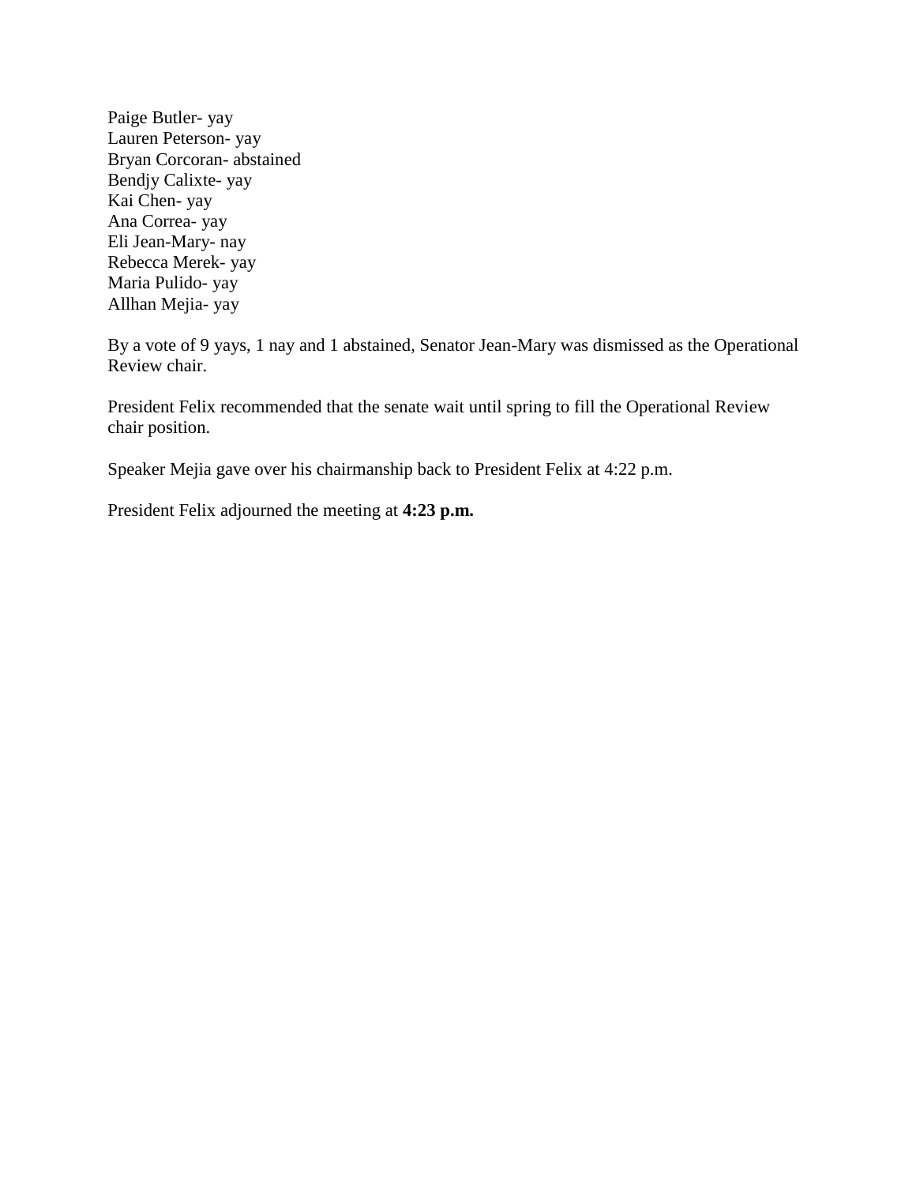Paige Butler- yay
Lauren Peterson- yay
Bryan Corcoran- abstained
Bendjy Calixte- yay
Kai Chen- yay
Ana Correa- yay
Eli Jean-Mary- nay
Rebecca Merek- yay
Maria Pulido- yay
Allhan Mejia- yay

By a vote of 9 yays, 1 nay and 1 abstained, Senator Jean-Mary was dismissed as the Operational Review chair.

President Felix recommended that the senate wait until spring to fill the Operational Review chair position.

Speaker Mejia gave over his chairmanship back to President Felix at 4:22 p.m.

President Felix adjourned the meeting at **4:23 p.m.**